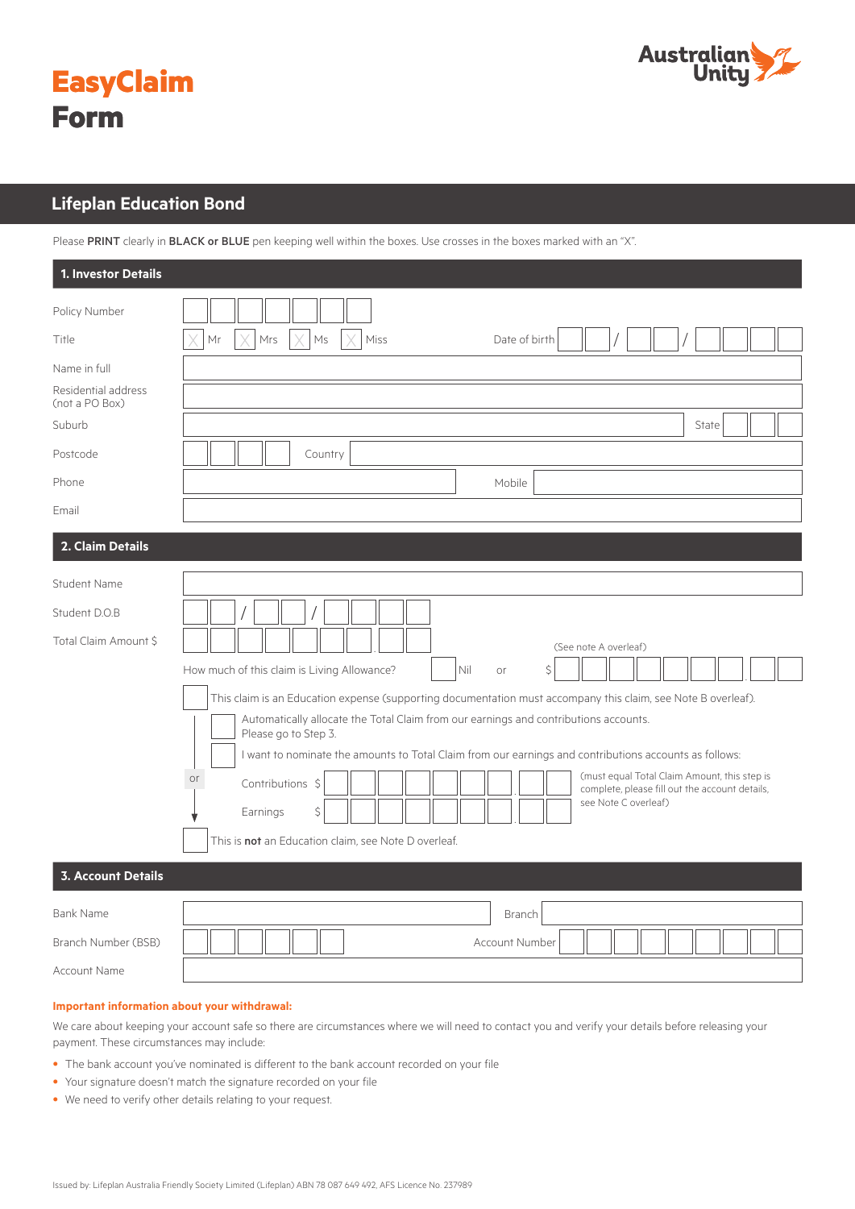# EasyClaim Form

Australian Unity

## Lifeplan Education Bond

Please **PRINT** clearly in **BLACK or BLUE** pen keeping well within the boxes. Use crosses in the boxes marked with an "X".

### 1. Investor Details

Policy Number

Title ☐ Mr ☐ Mrs ☐ Ms ☐ Miss Date of birth \_\_ / \_\_ / \_\_\_\_

Name in full

Residential address (not a PO Box)

Suburb State

Postcode Country

Phone Mobile

Email

### 2. Claim Details

Student Name

Student D.O.B \_\_ / \_\_ / \_\_\_\_

Total Claim Amount $

(See note A overleaf)

How much of this claim is Living Allowance? ☐ Nil or $

☐ This claim is an Education expense (supporting documentation must accompany this claim, see Note B overleaf).

☐ Automatically allocate the Total Claim from our earnings and contributions accounts. Please go to Step 3.

☐ I want to nominate the amounts to Total Claim from our earnings and contributions accounts as follows:

or

Contributions $

Earnings $

(must equal Total Claim Amount, this step is complete, please fill out the account details, see Note C overleaf)

☐ This is **not** an Education claim, see Note D overleaf.

### 3. Account Details

Bank Name Branch

Branch Number (BSB) Account Number

Account Name

**Important information about your withdrawal:**

We care about keeping your account safe so there are circumstances where we will need to contact you and verify your details before releasing your payment. These circumstances may include:

- The bank account you've nominated is different to the bank account recorded on your file
- Your signature doesn't match the signature recorded on your file
- We need to verify other details relating to your request.

Issued by: Lifeplan Australia Friendly Society Limited (Lifeplan) ABN 78 087 649 492, AFS Licence No. 237989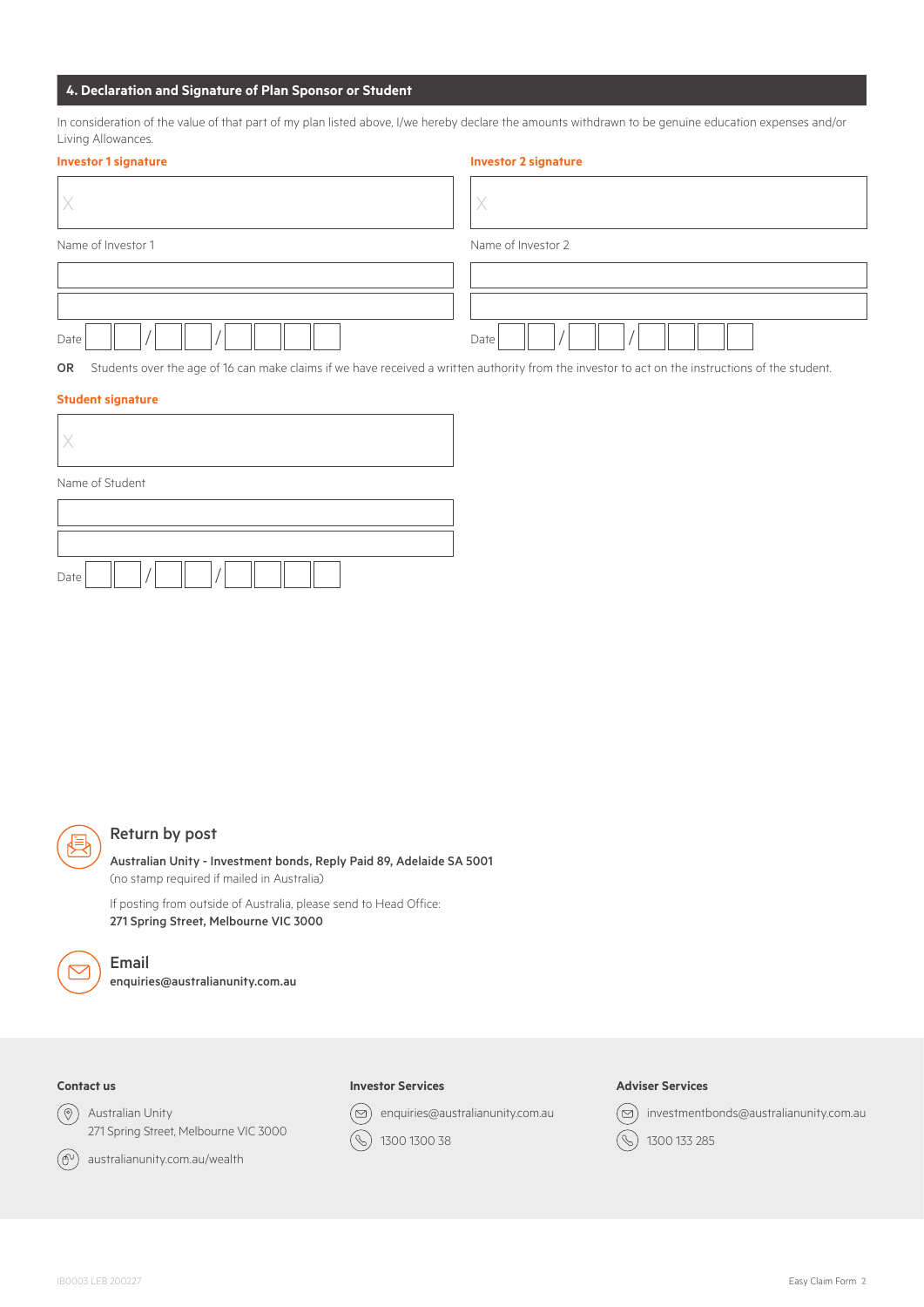## 4. Declaration and Signature of Plan Sponsor or Student

In consideration of the value of that part of my plan listed above, I/we hereby declare the amounts withdrawn to be genuine education expenses and/or Living Allowances.

**Investor 1 signature**

X

Name of Investor 1

Date ___ ___ / ___ ___ / ___ ___ ___ ___

**Investor 2 signature**

X

Name of Investor 2

Date ___ ___ / ___ ___ / ___ ___ ___ ___

**OR** Students over the age of 16 can make claims if we have received a written authority from the investor to act on the instructions of the student.

**Student signature**

X

Name of Student

Date ___ ___ / ___ ___ / ___ ___ ___ ___

### Return by post

**Australian Unity - Investment bonds, Reply Paid 89, Adelaide SA 5001**
(no stamp required if mailed in Australia)

If posting from outside of Australia, please send to Head Office:
**271 Spring Street, Melbourne VIC 3000**

### Email

**enquiries@australianunity.com.au**

**Contact us**

Australian Unity
271 Spring Street, Melbourne VIC 3000

australianunity.com.au/wealth

**Investor Services**

enquiries@australianunity.com.au

1300 1300 38

**Adviser Services**

investmentbonds@australianunity.com.au

1300 133 285

IB0003 LEB 200227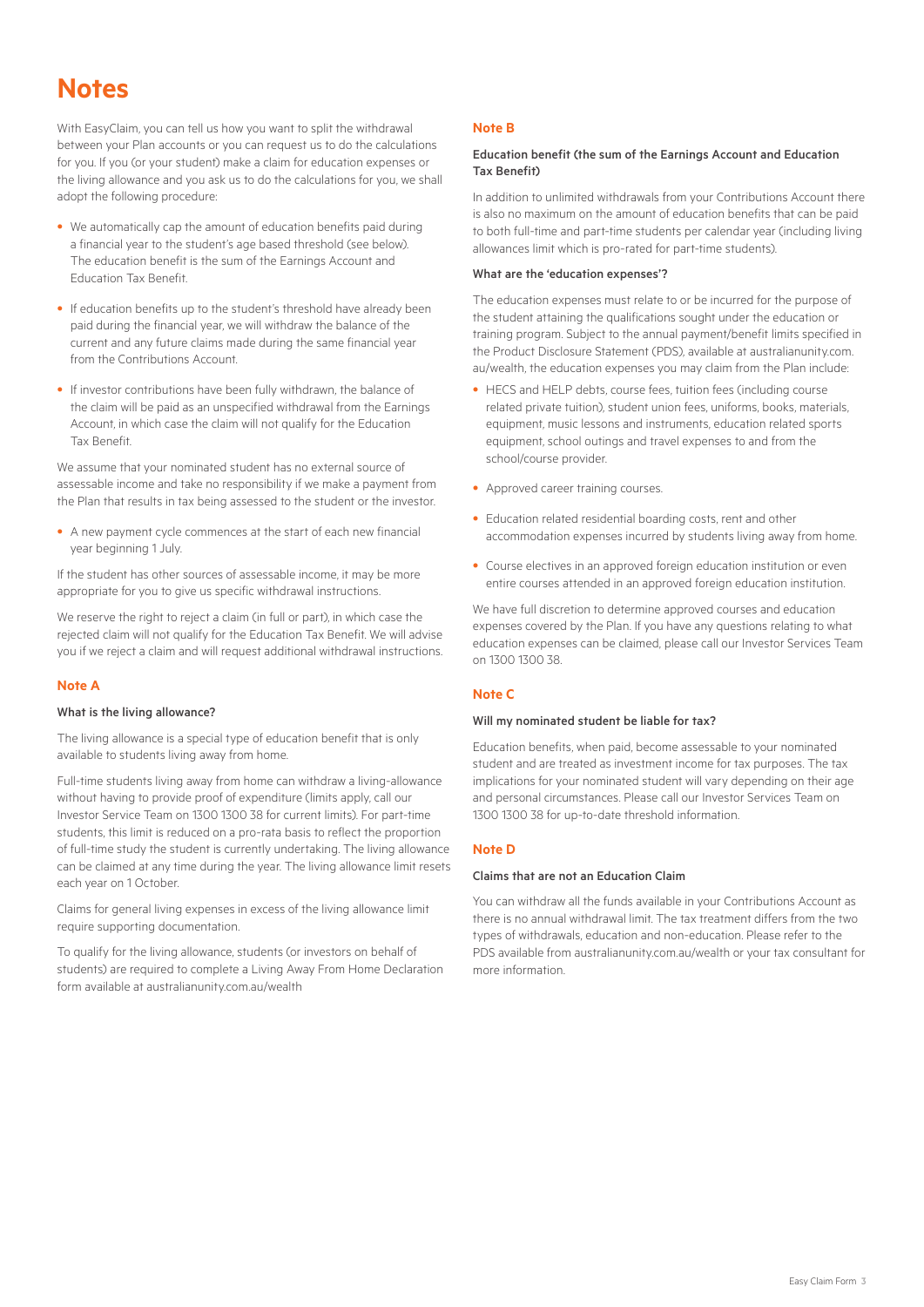# Notes

With EasyClaim, you can tell us how you want to split the withdrawal between your Plan accounts or you can request us to do the calculations for you. If you (or your student) make a claim for education expenses or the living allowance and you ask us to do the calculations for you, we shall adopt the following procedure:

- We automatically cap the amount of education benefits paid during a financial year to the student's age based threshold (see below). The education benefit is the sum of the Earnings Account and Education Tax Benefit.
- If education benefits up to the student's threshold have already been paid during the financial year, we will withdraw the balance of the current and any future claims made during the same financial year from the Contributions Account.
- If investor contributions have been fully withdrawn, the balance of the claim will be paid as an unspecified withdrawal from the Earnings Account, in which case the claim will not qualify for the Education Tax Benefit.

We assume that your nominated student has no external source of assessable income and take no responsibility if we make a payment from the Plan that results in tax being assessed to the student or the investor.

- A new payment cycle commences at the start of each new financial year beginning 1 July.

If the student has other sources of assessable income, it may be more appropriate for you to give us specific withdrawal instructions.

We reserve the right to reject a claim (in full or part), in which case the rejected claim will not qualify for the Education Tax Benefit. We will advise you if we reject a claim and will request additional withdrawal instructions.

## Note A

### What is the living allowance?

The living allowance is a special type of education benefit that is only available to students living away from home.

Full-time students living away from home can withdraw a living-allowance without having to provide proof of expenditure (limits apply, call our Investor Service Team on 1300 1300 38 for current limits). For part-time students, this limit is reduced on a pro-rata basis to reflect the proportion of full-time study the student is currently undertaking. The living allowance can be claimed at any time during the year. The living allowance limit resets each year on 1 October.

Claims for general living expenses in excess of the living allowance limit require supporting documentation.

To qualify for the living allowance, students (or investors on behalf of students) are required to complete a Living Away From Home Declaration form available at australianunity.com.au/wealth

## Note B

### Education benefit (the sum of the Earnings Account and Education Tax Benefit)

In addition to unlimited withdrawals from your Contributions Account there is also no maximum on the amount of education benefits that can be paid to both full-time and part-time students per calendar year (including living allowances limit which is pro-rated for part-time students).

### What are the 'education expenses'?

The education expenses must relate to or be incurred for the purpose of the student attaining the qualifications sought under the education or training program. Subject to the annual payment/benefit limits specified in the Product Disclosure Statement (PDS), available at australianunity.com.au/wealth, the education expenses you may claim from the Plan include:

- HECS and HELP debts, course fees, tuition fees (including course related private tuition), student union fees, uniforms, books, materials, equipment, music lessons and instruments, education related sports equipment, school outings and travel expenses to and from the school/course provider.
- Approved career training courses.
- Education related residential boarding costs, rent and other accommodation expenses incurred by students living away from home.
- Course electives in an approved foreign education institution or even entire courses attended in an approved foreign education institution.

We have full discretion to determine approved courses and education expenses covered by the Plan. If you have any questions relating to what education expenses can be claimed, please call our Investor Services Team on 1300 1300 38.

## Note C

### Will my nominated student be liable for tax?

Education benefits, when paid, become assessable to your nominated student and are treated as investment income for tax purposes. The tax implications for your nominated student will vary depending on their age and personal circumstances. Please call our Investor Services Team on 1300 1300 38 for up-to-date threshold information.

## Note D

### Claims that are not an Education Claim

You can withdraw all the funds available in your Contributions Account as there is no annual withdrawal limit. The tax treatment differs from the two types of withdrawals, education and non-education. Please refer to the PDS available from australianunity.com.au/wealth or your tax consultant for more information.